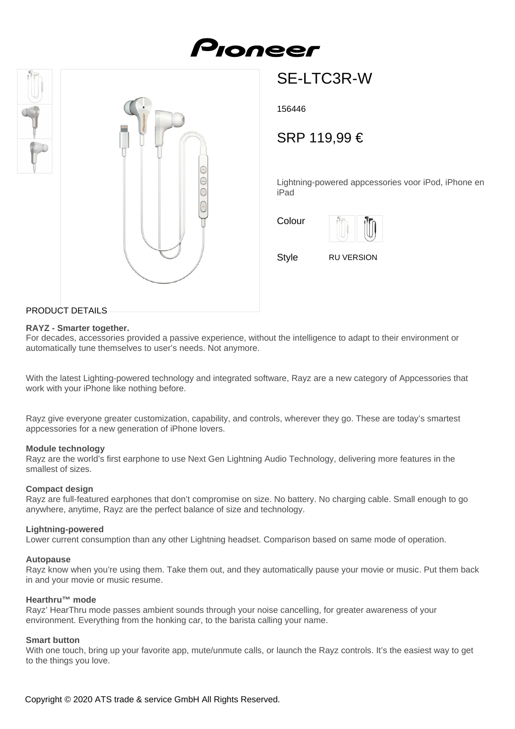# SE-LTC3R-W

156446

SRP 119,99 €

Lightning-powered appcessories voor iPod, iPhone en iPad

Colour

Style RU VERSION

## PRODUCT DETAILS

**RAYZ - Smarter together.**
For decades, accessories provided a passive experience, without the intelligence to adapt to their environment or automatically tune themselves to user's needs. Not anymore.

With the latest Lighting-powered technology and integrated software, Rayz are a new category of Appcessories that work with your iPhone like nothing before.

Rayz give everyone greater customization, capability, and controls, wherever they go. These are today's smartest appcessories for a new generation of iPhone lovers.

**Module technology**
Rayz are the world's first earphone to use Next Gen Lightning Audio Technology, delivering more features in the smallest of sizes.

**Compact design**
Rayz are full-featured earphones that don't compromise on size. No battery. No charging cable. Small enough to go anywhere, anytime, Rayz are the perfect balance of size and technology.

**Lightning-powered**
Lower current consumption than any other Lightning headset. Comparison based on same mode of operation.

**Autopause**
Rayz know when you're using them. Take them out, and they automatically pause your movie or music. Put them back in and your movie or music resume.

**Hearthru™ mode**
Rayz' HearThru mode passes ambient sounds through your noise cancelling, for greater awareness of your environment. Everything from the honking car, to the barista calling your name.

**Smart button**
With one touch, bring up your favorite app, mute/unmute calls, or launch the Rayz controls. It's the easiest way to get to the things you love.

Copyright © 2020 ATS trade & service GmbH All Rights Reserved.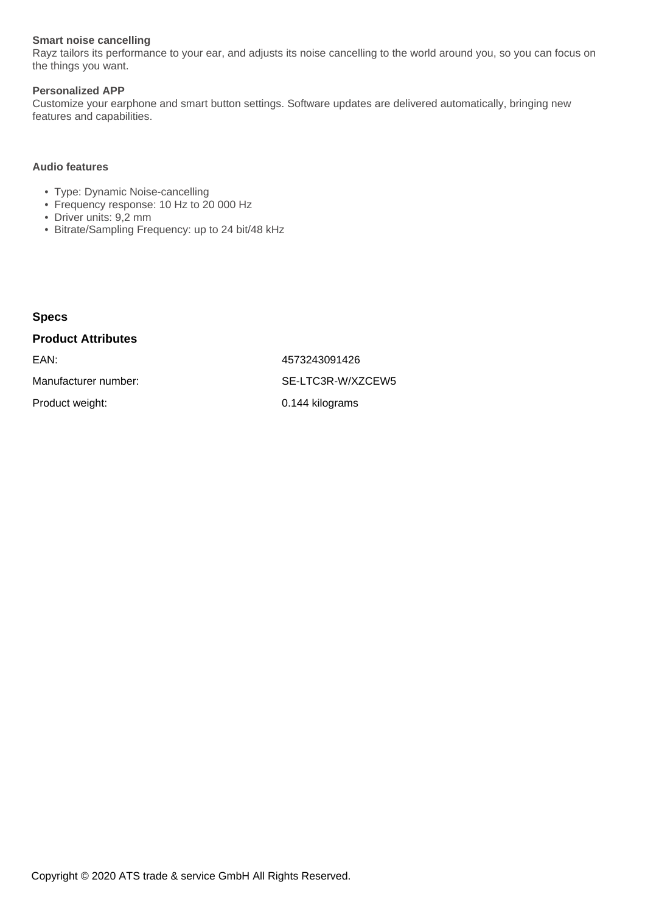**Smart noise cancelling**
Rayz tailors its performance to your ear, and adjusts its noise cancelling to the world around you, so you can focus on the things you want.

**Personalized APP**
Customize your earphone and smart button settings. Software updates are delivered automatically, bringing new features and capabilities.

**Audio features**

- Type: Dynamic Noise-cancelling
- Frequency response: 10 Hz to 20 000 Hz
- Driver units: 9,2 mm
- Bitrate/Sampling Frequency: up to 24 bit/48 kHz

## Specs

### Product Attributes

| | |
|---|---|
| EAN: | 4573243091426 |
| Manufacturer number: | SE-LTC3R-W/XZCEW5 |
| Product weight: | 0.144 kilograms |

Copyright © 2020 ATS trade & service GmbH All Rights Reserved.